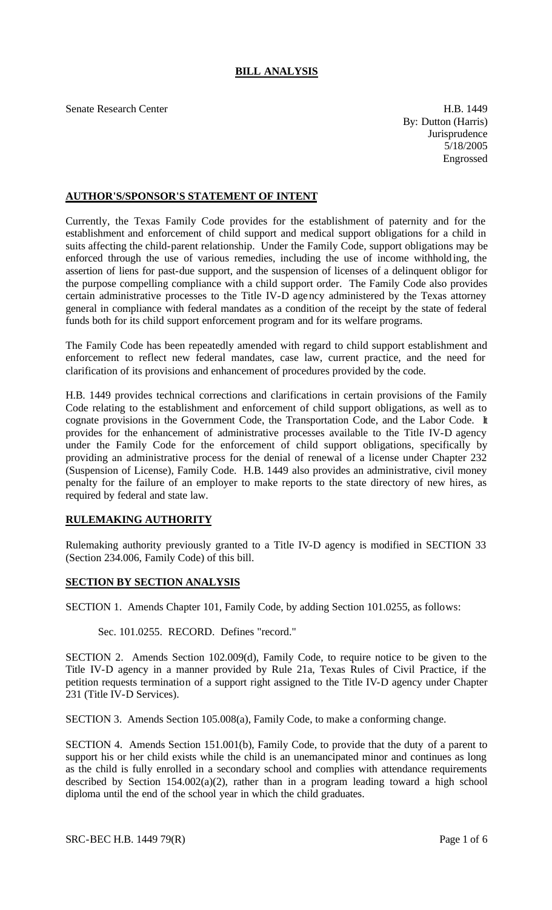# BILL ANALYSIS

Senate Research Center

H.B. 1449
By: Dutton (Harris)
Jurisprudence
5/18/2005
Engrossed

## AUTHOR'S/SPONSOR'S STATEMENT OF INTENT

Currently, the Texas Family Code provides for the establishment of paternity and for the establishment and enforcement of child support and medical support obligations for a child in suits affecting the child-parent relationship. Under the Family Code, support obligations may be enforced through the use of various remedies, including the use of income withholding, the assertion of liens for past-due support, and the suspension of licenses of a delinquent obligor for the purpose compelling compliance with a child support order. The Family Code also provides certain administrative processes to the Title IV-D agency administered by the Texas attorney general in compliance with federal mandates as a condition of the receipt by the state of federal funds both for its child support enforcement program and for its welfare programs.

The Family Code has been repeatedly amended with regard to child support establishment and enforcement to reflect new federal mandates, case law, current practice, and the need for clarification of its provisions and enhancement of procedures provided by the code.

H.B. 1449 provides technical corrections and clarifications in certain provisions of the Family Code relating to the establishment and enforcement of child support obligations, as well as to cognate provisions in the Government Code, the Transportation Code, and the Labor Code. It provides for the enhancement of administrative processes available to the Title IV-D agency under the Family Code for the enforcement of child support obligations, specifically by providing an administrative process for the denial of renewal of a license under Chapter 232 (Suspension of License), Family Code. H.B. 1449 also provides an administrative, civil money penalty for the failure of an employer to make reports to the state directory of new hires, as required by federal and state law.

## RULEMAKING AUTHORITY

Rulemaking authority previously granted to a Title IV-D agency is modified in SECTION 33 (Section 234.006, Family Code) of this bill.

## SECTION BY SECTION ANALYSIS

SECTION 1. Amends Chapter 101, Family Code, by adding Section 101.0255, as follows:

Sec. 101.0255. RECORD. Defines "record."

SECTION 2. Amends Section 102.009(d), Family Code, to require notice to be given to the Title IV-D agency in a manner provided by Rule 21a, Texas Rules of Civil Practice, if the petition requests termination of a support right assigned to the Title IV-D agency under Chapter 231 (Title IV-D Services).

SECTION 3. Amends Section 105.008(a), Family Code, to make a conforming change.

SECTION 4. Amends Section 151.001(b), Family Code, to provide that the duty of a parent to support his or her child exists while the child is an unemancipated minor and continues as long as the child is fully enrolled in a secondary school and complies with attendance requirements described by Section 154.002(a)(2), rather than in a program leading toward a high school diploma until the end of the school year in which the child graduates.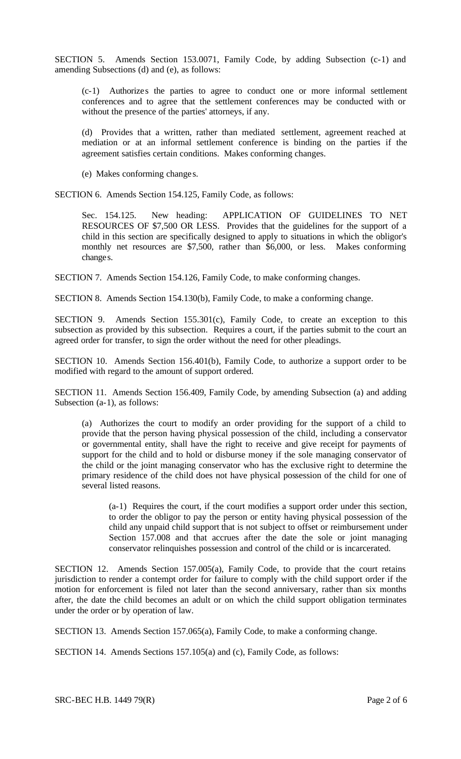SECTION 5. Amends Section 153.0071, Family Code, by adding Subsection (c-1) and amending Subsections (d) and (e), as follows:

(c-1) Authorizes the parties to agree to conduct one or more informal settlement conferences and to agree that the settlement conferences may be conducted with or without the presence of the parties' attorneys, if any.

(d) Provides that a written, rather than mediated settlement, agreement reached at mediation or at an informal settlement conference is binding on the parties if the agreement satisfies certain conditions. Makes conforming changes.

(e) Makes conforming changes.

SECTION 6. Amends Section 154.125, Family Code, as follows:

Sec. 154.125. New heading: APPLICATION OF GUIDELINES TO NET RESOURCES OF $7,500 OR LESS. Provides that the guidelines for the support of a child in this section are specifically designed to apply to situations in which the obligor's monthly net resources are $7,500, rather than $6,000, or less. Makes conforming changes.

SECTION 7. Amends Section 154.126, Family Code, to make conforming changes.

SECTION 8. Amends Section 154.130(b), Family Code, to make a conforming change.

SECTION 9. Amends Section 155.301(c), Family Code, to create an exception to this subsection as provided by this subsection. Requires a court, if the parties submit to the court an agreed order for transfer, to sign the order without the need for other pleadings.

SECTION 10. Amends Section 156.401(b), Family Code, to authorize a support order to be modified with regard to the amount of support ordered.

SECTION 11. Amends Section 156.409, Family Code, by amending Subsection (a) and adding Subsection (a-1), as follows:

(a) Authorizes the court to modify an order providing for the support of a child to provide that the person having physical possession of the child, including a conservator or governmental entity, shall have the right to receive and give receipt for payments of support for the child and to hold or disburse money if the sole managing conservator of the child or the joint managing conservator who has the exclusive right to determine the primary residence of the child does not have physical possession of the child for one of several listed reasons.

(a-1) Requires the court, if the court modifies a support order under this section, to order the obligor to pay the person or entity having physical possession of the child any unpaid child support that is not subject to offset or reimbursement under Section 157.008 and that accrues after the date the sole or joint managing conservator relinquishes possession and control of the child or is incarcerated.

SECTION 12. Amends Section 157.005(a), Family Code, to provide that the court retains jurisdiction to render a contempt order for failure to comply with the child support order if the motion for enforcement is filed not later than the second anniversary, rather than six months after, the date the child becomes an adult or on which the child support obligation terminates under the order or by operation of law.

SECTION 13. Amends Section 157.065(a), Family Code, to make a conforming change.

SECTION 14. Amends Sections 157.105(a) and (c), Family Code, as follows: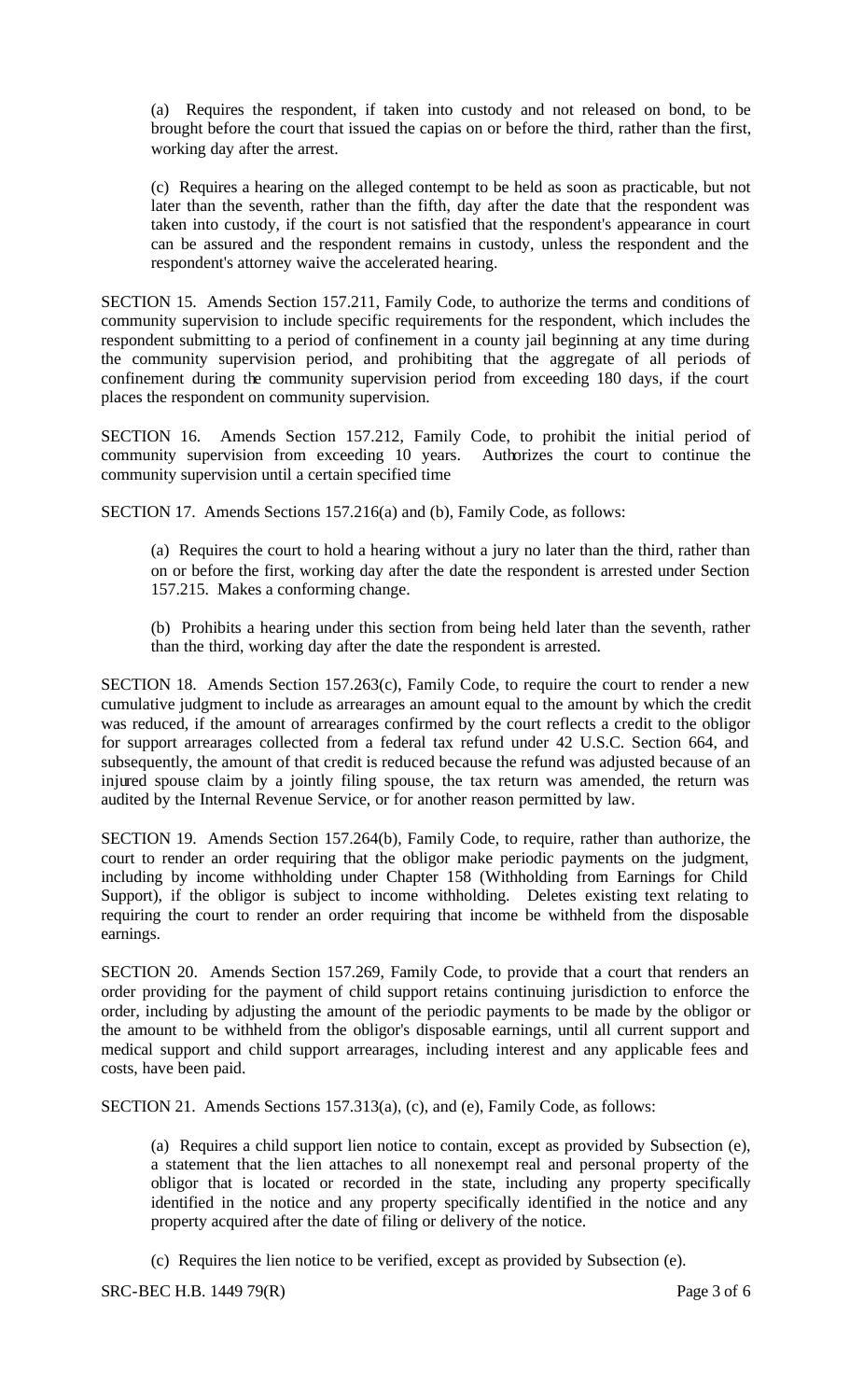(a) Requires the respondent, if taken into custody and not released on bond, to be brought before the court that issued the capias on or before the third, rather than the first, working day after the arrest.

(c) Requires a hearing on the alleged contempt to be held as soon as practicable, but not later than the seventh, rather than the fifth, day after the date that the respondent was taken into custody, if the court is not satisfied that the respondent's appearance in court can be assured and the respondent remains in custody, unless the respondent and the respondent's attorney waive the accelerated hearing.

SECTION 15. Amends Section 157.211, Family Code, to authorize the terms and conditions of community supervision to include specific requirements for the respondent, which includes the respondent submitting to a period of confinement in a county jail beginning at any time during the community supervision period, and prohibiting that the aggregate of all periods of confinement during the community supervision period from exceeding 180 days, if the court places the respondent on community supervision.

SECTION 16. Amends Section 157.212, Family Code, to prohibit the initial period of community supervision from exceeding 10 years. Authorizes the court to continue the community supervision until a certain specified time

SECTION 17. Amends Sections 157.216(a) and (b), Family Code, as follows:

(a) Requires the court to hold a hearing without a jury no later than the third, rather than on or before the first, working day after the date the respondent is arrested under Section 157.215. Makes a conforming change.

(b) Prohibits a hearing under this section from being held later than the seventh, rather than the third, working day after the date the respondent is arrested.

SECTION 18. Amends Section 157.263(c), Family Code, to require the court to render a new cumulative judgment to include as arrearages an amount equal to the amount by which the credit was reduced, if the amount of arrearages confirmed by the court reflects a credit to the obligor for support arrearages collected from a federal tax refund under 42 U.S.C. Section 664, and subsequently, the amount of that credit is reduced because the refund was adjusted because of an injured spouse claim by a jointly filing spouse, the tax return was amended, the return was audited by the Internal Revenue Service, or for another reason permitted by law.

SECTION 19. Amends Section 157.264(b), Family Code, to require, rather than authorize, the court to render an order requiring that the obligor make periodic payments on the judgment, including by income withholding under Chapter 158 (Withholding from Earnings for Child Support), if the obligor is subject to income withholding. Deletes existing text relating to requiring the court to render an order requiring that income be withheld from the disposable earnings.

SECTION 20. Amends Section 157.269, Family Code, to provide that a court that renders an order providing for the payment of child support retains continuing jurisdiction to enforce the order, including by adjusting the amount of the periodic payments to be made by the obligor or the amount to be withheld from the obligor's disposable earnings, until all current support and medical support and child support arrearages, including interest and any applicable fees and costs, have been paid.

SECTION 21. Amends Sections 157.313(a), (c), and (e), Family Code, as follows:

(a) Requires a child support lien notice to contain, except as provided by Subsection (e), a statement that the lien attaches to all nonexempt real and personal property of the obligor that is located or recorded in the state, including any property specifically identified in the notice and any property specifically identified in the notice and any property acquired after the date of filing or delivery of the notice.

(c) Requires the lien notice to be verified, except as provided by Subsection (e).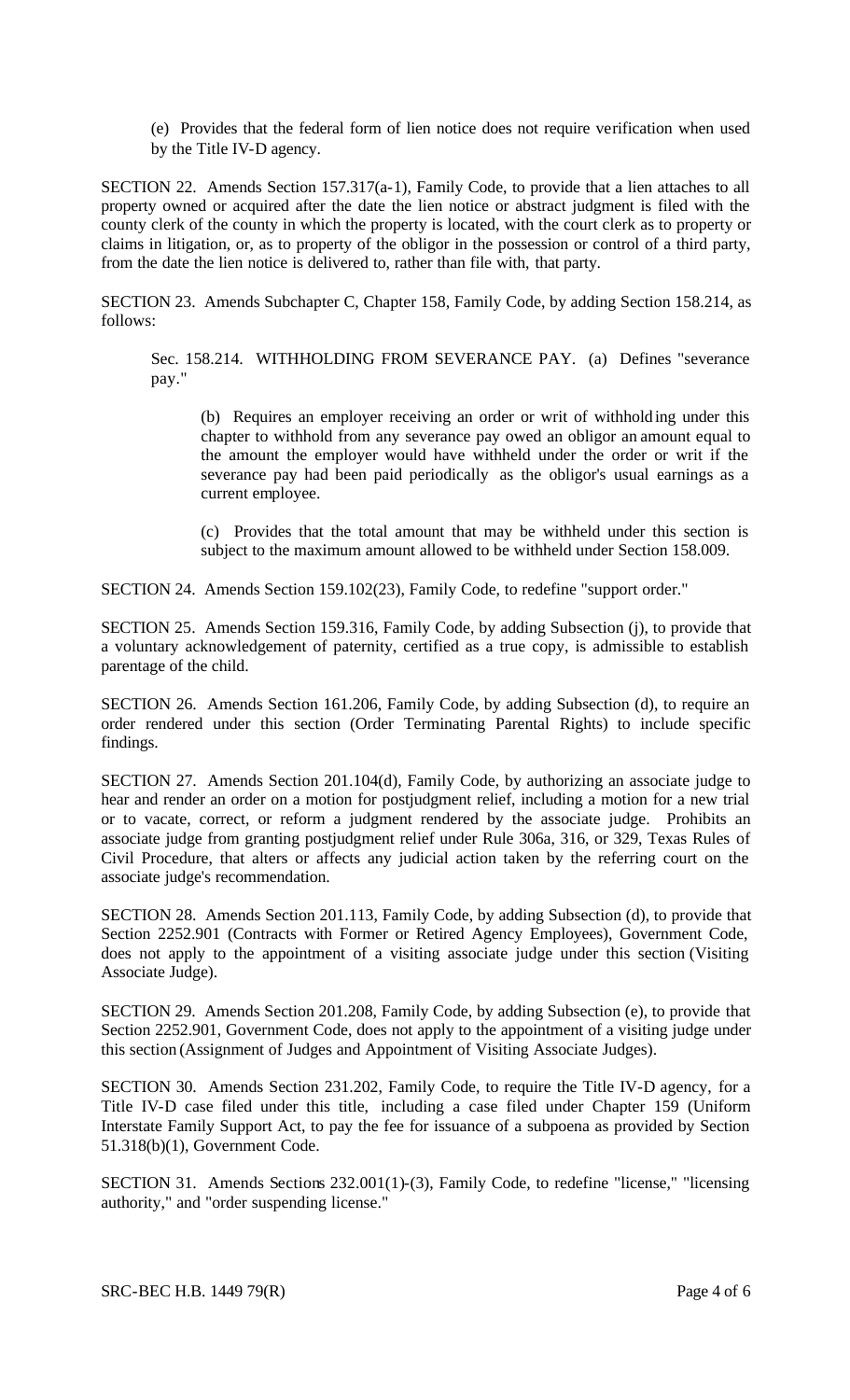(e) Provides that the federal form of lien notice does not require verification when used by the Title IV-D agency.

SECTION 22. Amends Section 157.317(a-1), Family Code, to provide that a lien attaches to all property owned or acquired after the date the lien notice or abstract judgment is filed with the county clerk of the county in which the property is located, with the court clerk as to property or claims in litigation, or, as to property of the obligor in the possession or control of a third party, from the date the lien notice is delivered to, rather than file with, that party.

SECTION 23. Amends Subchapter C, Chapter 158, Family Code, by adding Section 158.214, as follows:

Sec. 158.214. WITHHOLDING FROM SEVERANCE PAY. (a) Defines "severance pay."

(b) Requires an employer receiving an order or writ of withholding under this chapter to withhold from any severance pay owed an obligor an amount equal to the amount the employer would have withheld under the order or writ if the severance pay had been paid periodically as the obligor's usual earnings as a current employee.

(c) Provides that the total amount that may be withheld under this section is subject to the maximum amount allowed to be withheld under Section 158.009.

SECTION 24. Amends Section 159.102(23), Family Code, to redefine "support order."

SECTION 25. Amends Section 159.316, Family Code, by adding Subsection (j), to provide that a voluntary acknowledgement of paternity, certified as a true copy, is admissible to establish parentage of the child.

SECTION 26. Amends Section 161.206, Family Code, by adding Subsection (d), to require an order rendered under this section (Order Terminating Parental Rights) to include specific findings.

SECTION 27. Amends Section 201.104(d), Family Code, by authorizing an associate judge to hear and render an order on a motion for postjudgment relief, including a motion for a new trial or to vacate, correct, or reform a judgment rendered by the associate judge. Prohibits an associate judge from granting postjudgment relief under Rule 306a, 316, or 329, Texas Rules of Civil Procedure, that alters or affects any judicial action taken by the referring court on the associate judge's recommendation.

SECTION 28. Amends Section 201.113, Family Code, by adding Subsection (d), to provide that Section 2252.901 (Contracts with Former or Retired Agency Employees), Government Code, does not apply to the appointment of a visiting associate judge under this section (Visiting Associate Judge).

SECTION 29. Amends Section 201.208, Family Code, by adding Subsection (e), to provide that Section 2252.901, Government Code, does not apply to the appointment of a visiting judge under this section (Assignment of Judges and Appointment of Visiting Associate Judges).

SECTION 30. Amends Section 231.202, Family Code, to require the Title IV-D agency, for a Title IV-D case filed under this title, including a case filed under Chapter 159 (Uniform Interstate Family Support Act, to pay the fee for issuance of a subpoena as provided by Section 51.318(b)(1), Government Code.

SECTION 31. Amends Sections 232.001(1)-(3), Family Code, to redefine "license," "licensing authority," and "order suspending license."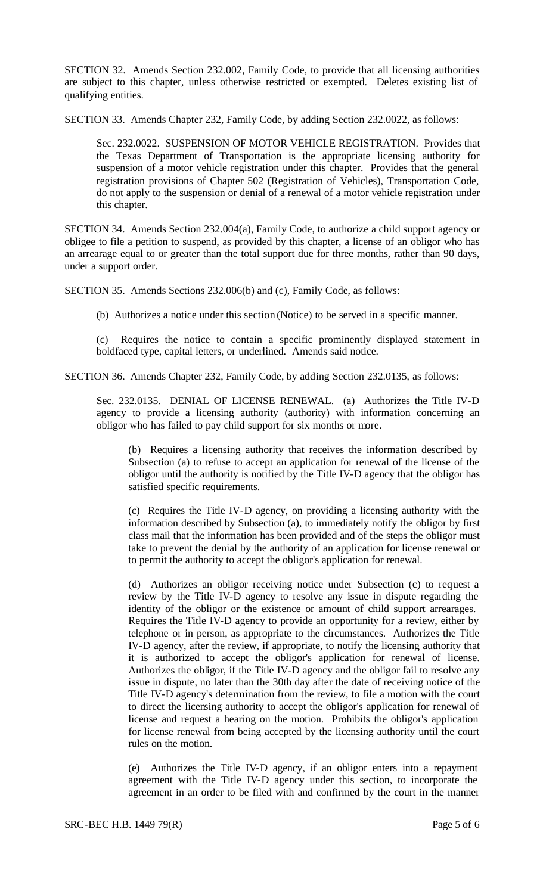SECTION 32. Amends Section 232.002, Family Code, to provide that all licensing authorities are subject to this chapter, unless otherwise restricted or exempted. Deletes existing list of qualifying entities.

SECTION 33. Amends Chapter 232, Family Code, by adding Section 232.0022, as follows:

Sec. 232.0022. SUSPENSION OF MOTOR VEHICLE REGISTRATION. Provides that the Texas Department of Transportation is the appropriate licensing authority for suspension of a motor vehicle registration under this chapter. Provides that the general registration provisions of Chapter 502 (Registration of Vehicles), Transportation Code, do not apply to the suspension or denial of a renewal of a motor vehicle registration under this chapter.

SECTION 34. Amends Section 232.004(a), Family Code, to authorize a child support agency or obligee to file a petition to suspend, as provided by this chapter, a license of an obligor who has an arrearage equal to or greater than the total support due for three months, rather than 90 days, under a support order.

SECTION 35. Amends Sections 232.006(b) and (c), Family Code, as follows:

(b) Authorizes a notice under this section (Notice) to be served in a specific manner.

(c) Requires the notice to contain a specific prominently displayed statement in boldfaced type, capital letters, or underlined. Amends said notice.

SECTION 36. Amends Chapter 232, Family Code, by adding Section 232.0135, as follows:

Sec. 232.0135. DENIAL OF LICENSE RENEWAL. (a) Authorizes the Title IV-D agency to provide a licensing authority (authority) with information concerning an obligor who has failed to pay child support for six months or more.

(b) Requires a licensing authority that receives the information described by Subsection (a) to refuse to accept an application for renewal of the license of the obligor until the authority is notified by the Title IV-D agency that the obligor has satisfied specific requirements.

(c) Requires the Title IV-D agency, on providing a licensing authority with the information described by Subsection (a), to immediately notify the obligor by first class mail that the information has been provided and of the steps the obligor must take to prevent the denial by the authority of an application for license renewal or to permit the authority to accept the obligor's application for renewal.

(d) Authorizes an obligor receiving notice under Subsection (c) to request a review by the Title IV-D agency to resolve any issue in dispute regarding the identity of the obligor or the existence or amount of child support arrearages. Requires the Title IV-D agency to provide an opportunity for a review, either by telephone or in person, as appropriate to the circumstances. Authorizes the Title IV-D agency, after the review, if appropriate, to notify the licensing authority that it is authorized to accept the obligor's application for renewal of license. Authorizes the obligor, if the Title IV-D agency and the obligor fail to resolve any issue in dispute, no later than the 30th day after the date of receiving notice of the Title IV-D agency's determination from the review, to file a motion with the court to direct the licensing authority to accept the obligor's application for renewal of license and request a hearing on the motion. Prohibits the obligor's application for license renewal from being accepted by the licensing authority until the court rules on the motion.

(e) Authorizes the Title IV-D agency, if an obligor enters into a repayment agreement with the Title IV-D agency under this section, to incorporate the agreement in an order to be filed with and confirmed by the court in the manner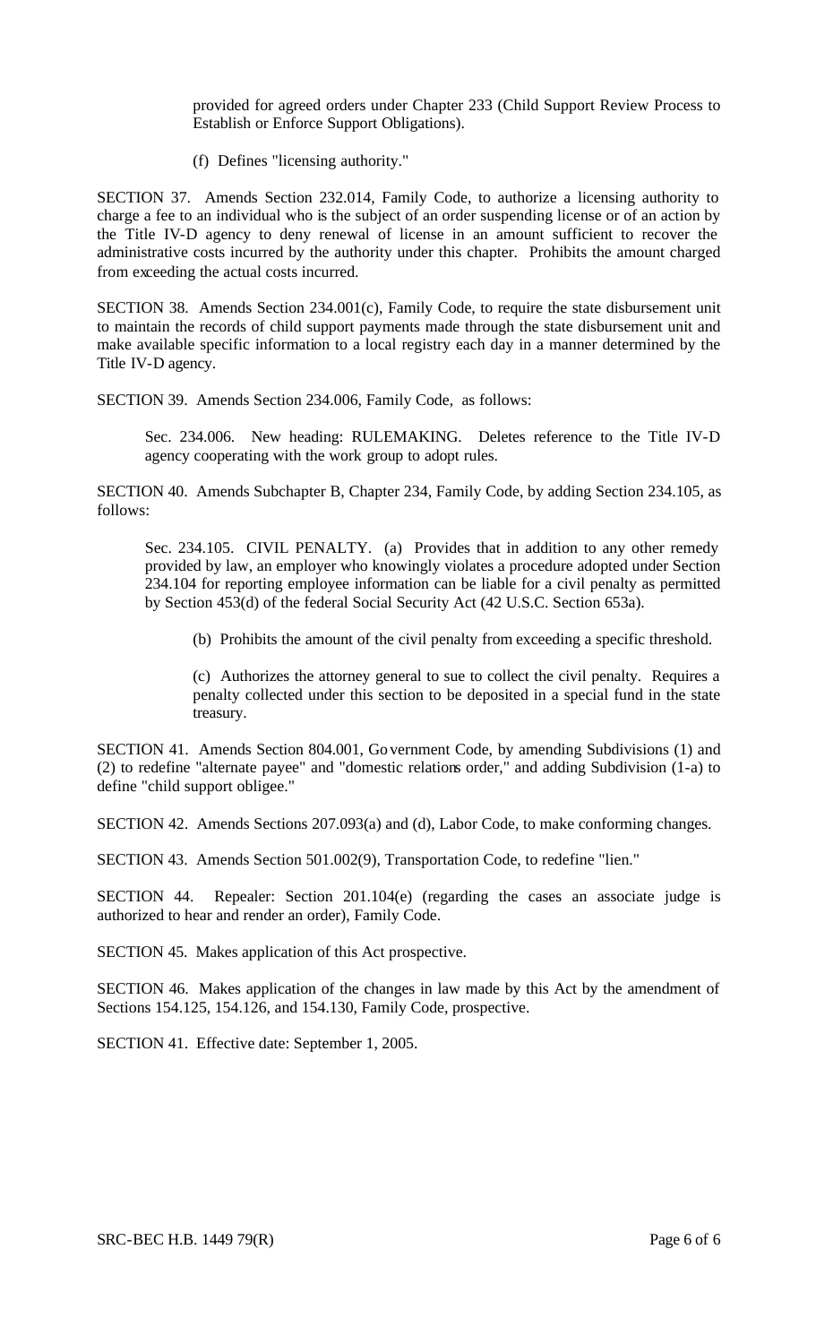provided for agreed orders under Chapter 233 (Child Support Review Process to Establish or Enforce Support Obligations).

(f) Defines "licensing authority."

SECTION 37. Amends Section 232.014, Family Code, to authorize a licensing authority to charge a fee to an individual who is the subject of an order suspending license or of an action by the Title IV-D agency to deny renewal of license in an amount sufficient to recover the administrative costs incurred by the authority under this chapter. Prohibits the amount charged from exceeding the actual costs incurred.

SECTION 38. Amends Section 234.001(c), Family Code, to require the state disbursement unit to maintain the records of child support payments made through the state disbursement unit and make available specific information to a local registry each day in a manner determined by the Title IV-D agency.

SECTION 39. Amends Section 234.006, Family Code, as follows:

Sec. 234.006. New heading: RULEMAKING. Deletes reference to the Title IV-D agency cooperating with the work group to adopt rules.

SECTION 40. Amends Subchapter B, Chapter 234, Family Code, by adding Section 234.105, as follows:

Sec. 234.105. CIVIL PENALTY. (a) Provides that in addition to any other remedy provided by law, an employer who knowingly violates a procedure adopted under Section 234.104 for reporting employee information can be liable for a civil penalty as permitted by Section 453(d) of the federal Social Security Act (42 U.S.C. Section 653a).

(b) Prohibits the amount of the civil penalty from exceeding a specific threshold.

(c) Authorizes the attorney general to sue to collect the civil penalty. Requires a penalty collected under this section to be deposited in a special fund in the state treasury.

SECTION 41. Amends Section 804.001, Government Code, by amending Subdivisions (1) and (2) to redefine "alternate payee" and "domestic relations order," and adding Subdivision (1-a) to define "child support obligee."

SECTION 42. Amends Sections 207.093(a) and (d), Labor Code, to make conforming changes.

SECTION 43. Amends Section 501.002(9), Transportation Code, to redefine "lien."

SECTION 44. Repealer: Section 201.104(e) (regarding the cases an associate judge is authorized to hear and render an order), Family Code.

SECTION 45. Makes application of this Act prospective.

SECTION 46. Makes application of the changes in law made by this Act by the amendment of Sections 154.125, 154.126, and 154.130, Family Code, prospective.

SECTION 41. Effective date: September 1, 2005.